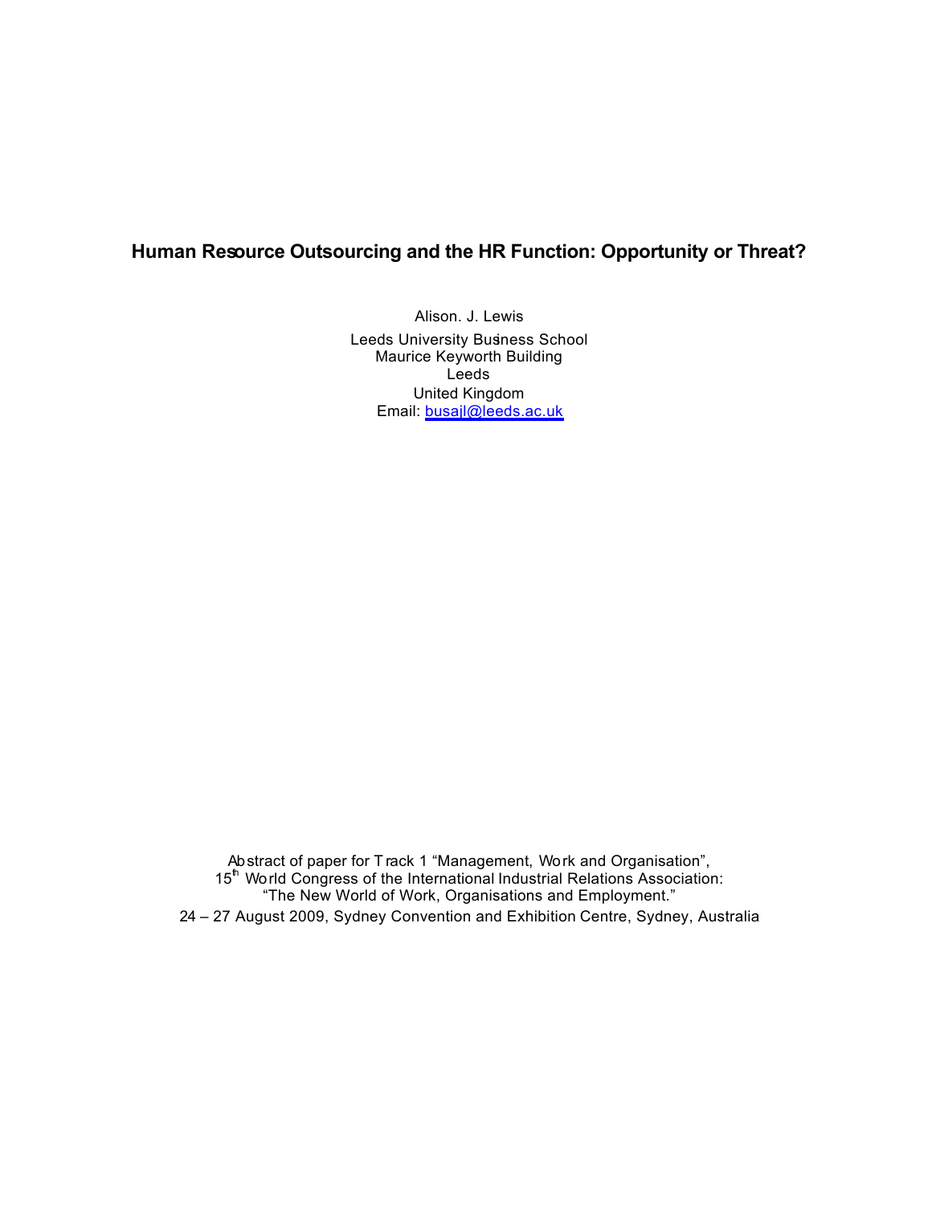# Human Resource Outsourcing and the HR Function: Opportunity or Threat?

Alison. J. Lewis

Leeds University Business School
Maurice Keyworth Building
Leeds
United Kingdom
Email: busajl@leeds.ac.uk

Abstract of paper for Track 1 "Management, Work and Organisation",
15th World Congress of the International Industrial Relations Association:
"The New World of Work, Organisations and Employment."
24 – 27 August 2009, Sydney Convention and Exhibition Centre, Sydney, Australia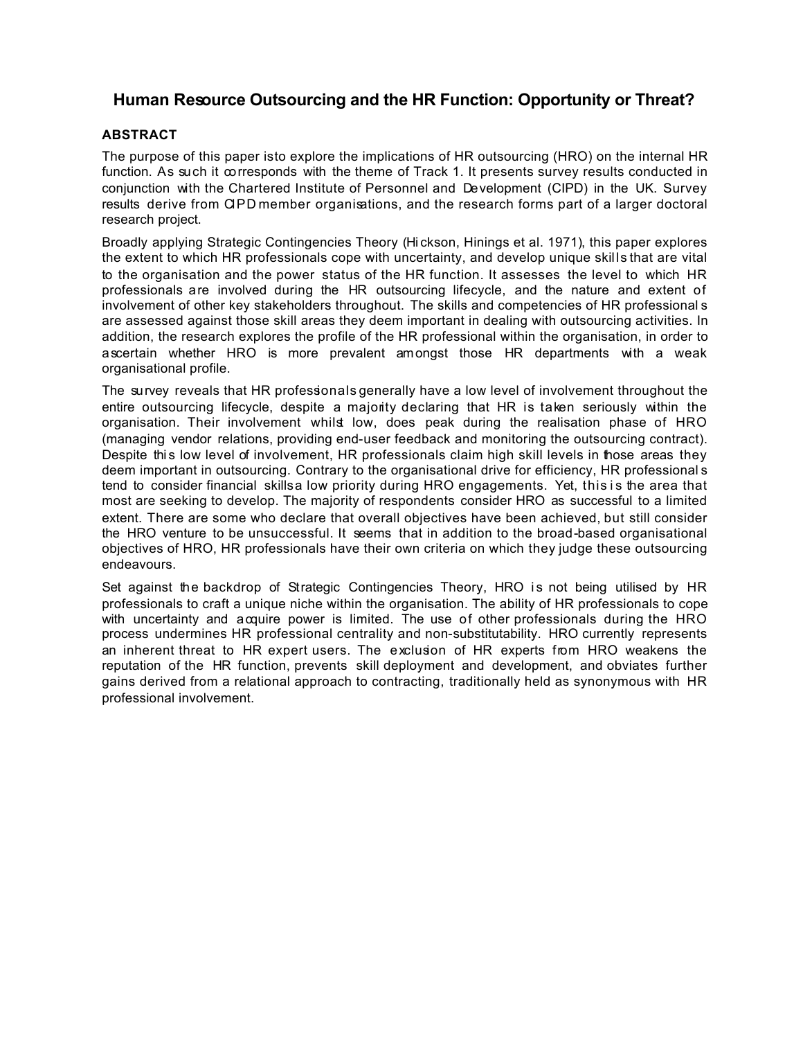# Human Resource Outsourcing and the HR Function: Opportunity or Threat?

## ABSTRACT

The purpose of this paper isto explore the implications of HR outsourcing (HRO) on the internal HR function. As such it corresponds with the theme of Track 1. It presents survey results conducted in conjunction with the Chartered Institute of Personnel and Development (CIPD) in the UK. Survey results derive from CIPD member organisations, and the research forms part of a larger doctoral research project.

Broadly applying Strategic Contingencies Theory (Hickson, Hinings et al. 1971), this paper explores the extent to which HR professionals cope with uncertainty, and develop unique skills that are vital to the organisation and the power status of the HR function. It assesses the level to which HR professionals are involved during the HR outsourcing lifecycle, and the nature and extent of involvement of other key stakeholders throughout. The skills and competencies of HR professionals are assessed against those skill areas they deem important in dealing with outsourcing activities. In addition, the research explores the profile of the HR professional within the organisation, in order to ascertain whether HRO is more prevalent amongst those HR departments with a weak organisational profile.

The survey reveals that HR professionals generally have a low level of involvement throughout the entire outsourcing lifecycle, despite a majority declaring that HR is taken seriously within the organisation. Their involvement whilst low, does peak during the realisation phase of HRO (managing vendor relations, providing end-user feedback and monitoring the outsourcing contract). Despite this low level of involvement, HR professionals claim high skill levels in those areas they deem important in outsourcing. Contrary to the organisational drive for efficiency, HR professionals tend to consider financial skillsa low priority during HRO engagements. Yet, this is the area that most are seeking to develop. The majority of respondents consider HRO as successful to a limited extent. There are some who declare that overall objectives have been achieved, but still consider the HRO venture to be unsuccessful. It seems that in addition to the broad-based organisational objectives of HRO, HR professionals have their own criteria on which they judge these outsourcing endeavours.

Set against the backdrop of Strategic Contingencies Theory, HRO is not being utilised by HR professionals to craft a unique niche within the organisation. The ability of HR professionals to cope with uncertainty and acquire power is limited. The use of other professionals during the HRO process undermines HR professional centrality and non-substitutability. HRO currently represents an inherent threat to HR expert users. The exclusion of HR experts from HRO weakens the reputation of the HR function, prevents skill deployment and development, and obviates further gains derived from a relational approach to contracting, traditionally held as synonymous with HR professional involvement.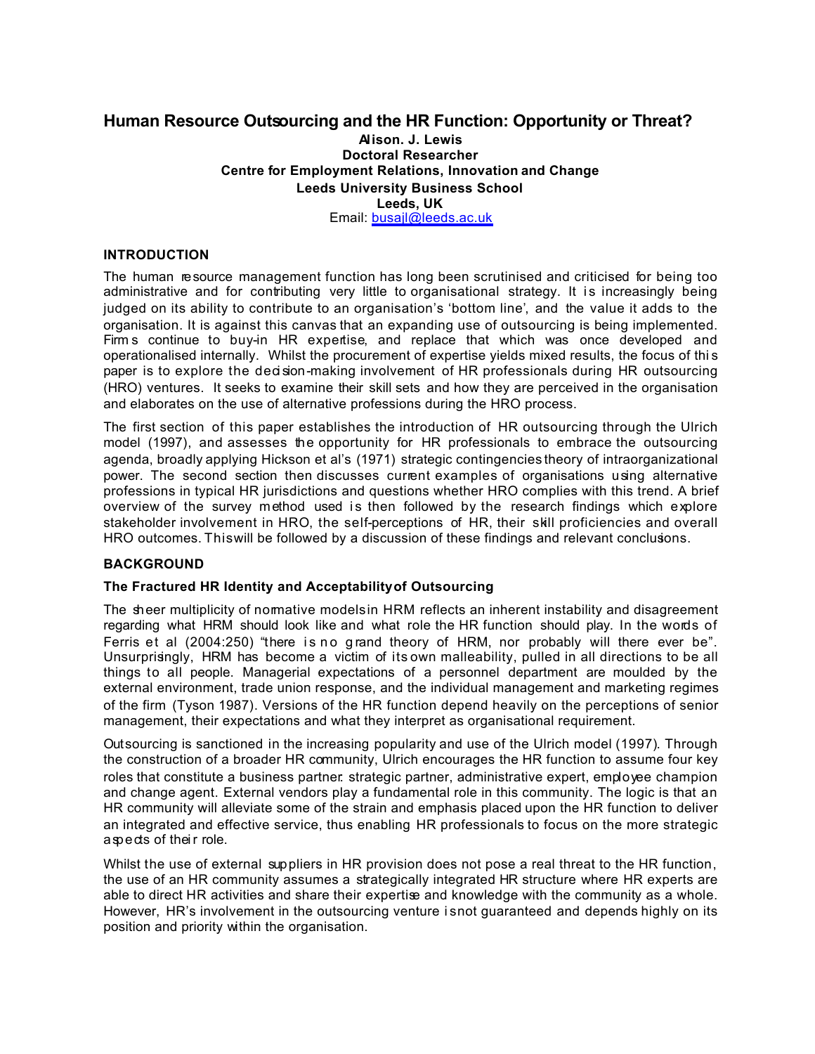# Human Resource Outsourcing and the HR Function: Opportunity or Threat?

**Alison. J. Lewis**
**Doctoral Researcher**
**Centre for Employment Relations, Innovation and Change**
**Leeds University Business School**
**Leeds, UK**
Email: busajl@leeds.ac.uk

## INTRODUCTION

The human resource management function has long been scrutinised and criticised for being too administrative and for contributing very little to organisational strategy. It is increasingly being judged on its ability to contribute to an organisation's 'bottom line', and the value it adds to the organisation. It is against this canvas that an expanding use of outsourcing is being implemented. Firms continue to buy-in HR expertise, and replace that which was once developed and operationalised internally. Whilst the procurement of expertise yields mixed results, the focus of this paper is to explore the decision-making involvement of HR professionals during HR outsourcing (HRO) ventures. It seeks to examine their skill sets and how they are perceived in the organisation and elaborates on the use of alternative professions during the HRO process.

The first section of this paper establishes the introduction of HR outsourcing through the Ulrich model (1997), and assesses the opportunity for HR professionals to embrace the outsourcing agenda, broadly applying Hickson et al's (1971) strategic contingencies theory of intraorganizational power. The second section then discusses current examples of organisations using alternative professions in typical HR jurisdictions and questions whether HRO complies with this trend. A brief overview of the survey method used is then followed by the research findings which explore stakeholder involvement in HRO, the self-perceptions of HR, their skill proficiencies and overall HRO outcomes. This will be followed by a discussion of these findings and relevant conclusions.

## BACKGROUND

### The Fractured HR Identity and Acceptability of Outsourcing

The sheer multiplicity of normative models in HRM reflects an inherent instability and disagreement regarding what HRM should look like and what role the HR function should play. In the words of Ferris et al (2004:250) "there is no grand theory of HRM, nor probably will there ever be". Unsurprisingly, HRM has become a victim of its own malleability, pulled in all directions to be all things to all people. Managerial expectations of a personnel department are moulded by the external environment, trade union response, and the individual management and marketing regimes of the firm (Tyson 1987). Versions of the HR function depend heavily on the perceptions of senior management, their expectations and what they interpret as organisational requirement.

Outsourcing is sanctioned in the increasing popularity and use of the Ulrich model (1997). Through the construction of a broader HR community, Ulrich encourages the HR function to assume four key roles that constitute a business partner: strategic partner, administrative expert, employee champion and change agent. External vendors play a fundamental role in this community. The logic is that an HR community will alleviate some of the strain and emphasis placed upon the HR function to deliver an integrated and effective service, thus enabling HR professionals to focus on the more strategic aspects of their role.

Whilst the use of external suppliers in HR provision does not pose a real threat to the HR function, the use of an HR community assumes a strategically integrated HR structure where HR experts are able to direct HR activities and share their expertise and knowledge with the community as a whole. However, HR's involvement in the outsourcing venture is not guaranteed and depends highly on its position and priority within the organisation.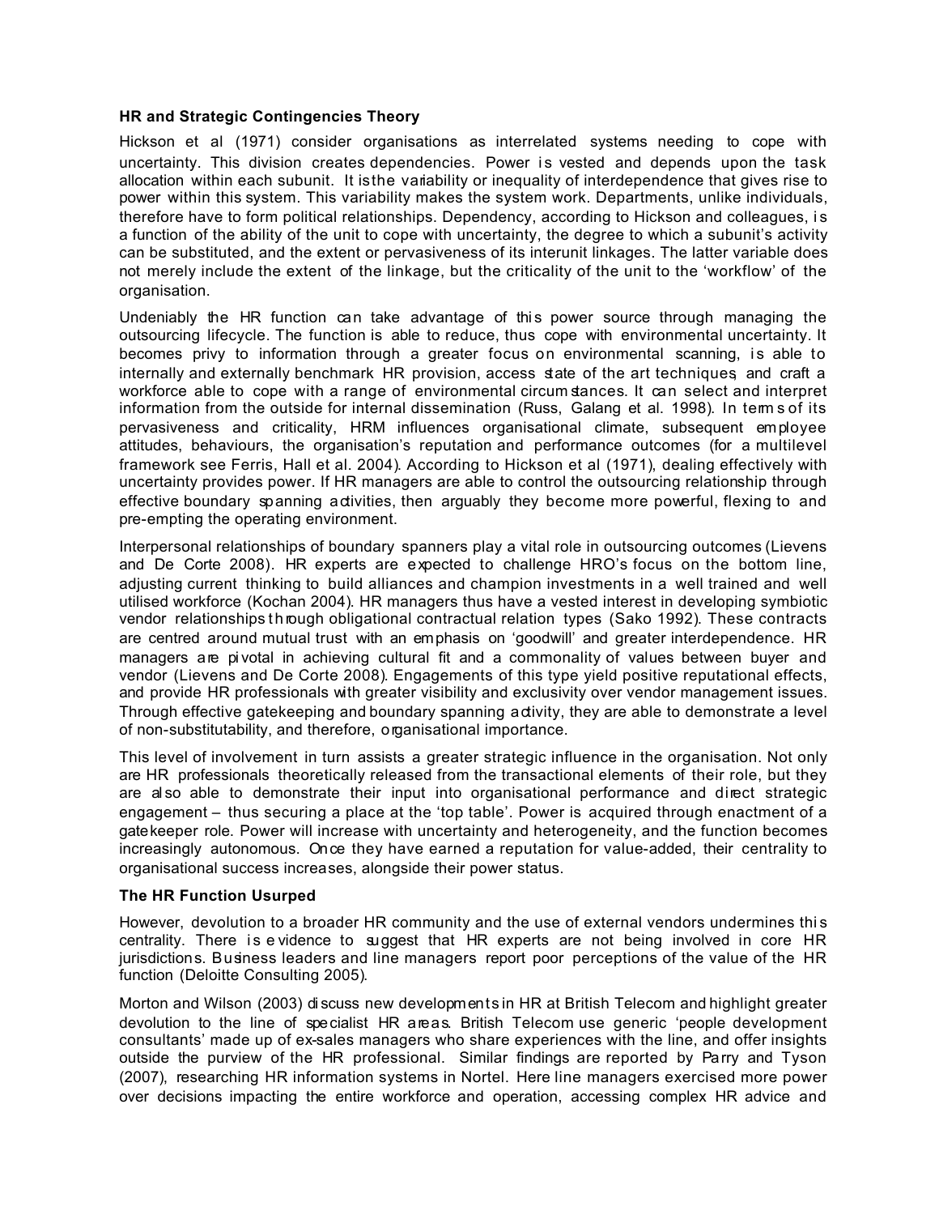### HR and Strategic Contingencies Theory

Hickson et al (1971) consider organisations as interrelated systems needing to cope with uncertainty. This division creates dependencies. Power is vested and depends upon the task allocation within each subunit. It is the variability or inequality of interdependence that gives rise to power within this system. This variability makes the system work. Departments, unlike individuals, therefore have to form political relationships. Dependency, according to Hickson and colleagues, is a function of the ability of the unit to cope with uncertainty, the degree to which a subunit's activity can be substituted, and the extent or pervasiveness of its interunit linkages. The latter variable does not merely include the extent of the linkage, but the criticality of the unit to the 'workflow' of the organisation.

Undeniably the HR function can take advantage of this power source through managing the outsourcing lifecycle. The function is able to reduce, thus cope with environmental uncertainty. It becomes privy to information through a greater focus on environmental scanning, is able to internally and externally benchmark HR provision, access state of the art techniques, and craft a workforce able to cope with a range of environmental circumstances. It can select and interpret information from the outside for internal dissemination (Russ, Galang et al. 1998). In terms of its pervasiveness and criticality, HRM influences organisational climate, subsequent employee attitudes, behaviours, the organisation's reputation and performance outcomes (for a multilevel framework see Ferris, Hall et al. 2004). According to Hickson et al (1971), dealing effectively with uncertainty provides power. If HR managers are able to control the outsourcing relationship through effective boundary spanning activities, then arguably they become more powerful, flexing to and pre-empting the operating environment.

Interpersonal relationships of boundary spanners play a vital role in outsourcing outcomes (Lievens and De Corte 2008). HR experts are expected to challenge HRO's focus on the bottom line, adjusting current thinking to build alliances and champion investments in a well trained and well utilised workforce (Kochan 2004). HR managers thus have a vested interest in developing symbiotic vendor relationships through obligational contractual relation types (Sako 1992). These contracts are centred around mutual trust with an emphasis on 'goodwill' and greater interdependence. HR managers are pivotal in achieving cultural fit and a commonality of values between buyer and vendor (Lievens and De Corte 2008). Engagements of this type yield positive reputational effects, and provide HR professionals with greater visibility and exclusivity over vendor management issues. Through effective gatekeeping and boundary spanning activity, they are able to demonstrate a level of non-substitutability, and therefore, organisational importance.

This level of involvement in turn assists a greater strategic influence in the organisation. Not only are HR professionals theoretically released from the transactional elements of their role, but they are also able to demonstrate their input into organisational performance and direct strategic engagement – thus securing a place at the 'top table'. Power is acquired through enactment of a gatekeeper role. Power will increase with uncertainty and heterogeneity, and the function becomes increasingly autonomous. Once they have earned a reputation for value-added, their centrality to organisational success increases, alongside their power status.

### The HR Function Usurped

However, devolution to a broader HR community and the use of external vendors undermines this centrality. There is evidence to suggest that HR experts are not being involved in core HR jurisdictions. Business leaders and line managers report poor perceptions of the value of the HR function (Deloitte Consulting 2005).

Morton and Wilson (2003) discuss new developments in HR at British Telecom and highlight greater devolution to the line of specialist HR areas. British Telecom use generic 'people development consultants' made up of ex-sales managers who share experiences with the line, and offer insights outside the purview of the HR professional. Similar findings are reported by Parry and Tyson (2007), researching HR information systems in Nortel. Here line managers exercised more power over decisions impacting the entire workforce and operation, accessing complex HR advice and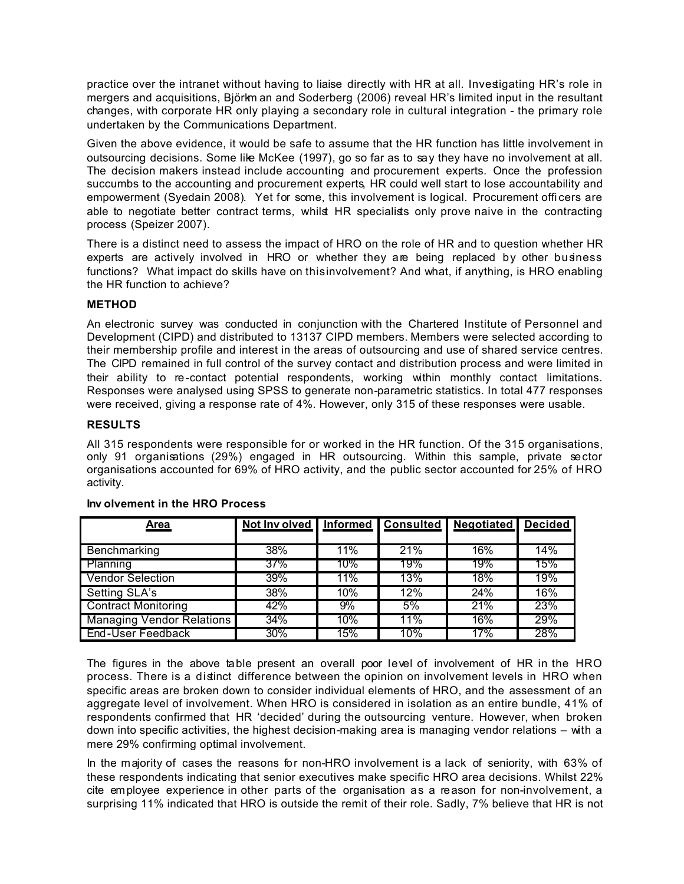practice over the intranet without having to liaise directly with HR at all. Investigating HR's role in mergers and acquisitions, Björkman and Soderberg (2006) reveal HR's limited input in the resultant changes, with corporate HR only playing a secondary role in cultural integration - the primary role undertaken by the Communications Department.

Given the above evidence, it would be safe to assume that the HR function has little involvement in outsourcing decisions. Some like McKee (1997), go so far as to say they have no involvement at all. The decision makers instead include accounting and procurement experts. Once the profession succumbs to the accounting and procurement experts, HR could well start to lose accountability and empowerment (Syedain 2008). Yet for some, this involvement is logical. Procurement officers are able to negotiate better contract terms, whilst HR specialists only prove naive in the contracting process (Speizer 2007).

There is a distinct need to assess the impact of HRO on the role of HR and to question whether HR experts are actively involved in HRO or whether they are being replaced by other business functions? What impact do skills have on this involvement? And what, if anything, is HRO enabling the HR function to achieve?

**METHOD**

An electronic survey was conducted in conjunction with the Chartered Institute of Personnel and Development (CIPD) and distributed to 13137 CIPD members. Members were selected according to their membership profile and interest in the areas of outsourcing and use of shared service centres. The CIPD remained in full control of the survey contact and distribution process and were limited in their ability to re-contact potential respondents, working within monthly contact limitations. Responses were analysed using SPSS to generate non-parametric statistics. In total 477 responses were received, giving a response rate of 4%. However, only 315 of these responses were usable.

**RESULTS**

All 315 respondents were responsible for or worked in the HR function. Of the 315 organisations, only 91 organisations (29%) engaged in HR outsourcing. Within this sample, private sector organisations accounted for 69% of HRO activity, and the public sector accounted for 25% of HRO activity.

**Involvement in the HRO Process**

| Area | Not Involved | Informed | Consulted | Negotiated | Decided |
|---|---|---|---|---|---|
| Benchmarking | 38% | 11% | 21% | 16% | 14% |
| Planning | 37% | 10% | 19% | 19% | 15% |
| Vendor Selection | 39% | 11% | 13% | 18% | 19% |
| Setting SLA's | 38% | 10% | 12% | 24% | 16% |
| Contract Monitoring | 42% | 9% | 5% | 21% | 23% |
| Managing Vendor Relations | 34% | 10% | 11% | 16% | 29% |
| End-User Feedback | 30% | 15% | 10% | 17% | 28% |

The figures in the above table present an overall poor level of involvement of HR in the HRO process. There is a distinct difference between the opinion on involvement levels in HRO when specific areas are broken down to consider individual elements of HRO, and the assessment of an aggregate level of involvement. When HRO is considered in isolation as an entire bundle, 41% of respondents confirmed that HR 'decided' during the outsourcing venture. However, when broken down into specific activities, the highest decision-making area is managing vendor relations – with a mere 29% confirming optimal involvement.

In the majority of cases the reasons for non-HRO involvement is a lack of seniority, with 63% of these respondents indicating that senior executives make specific HRO area decisions. Whilst 22% cite employee experience in other parts of the organisation as a reason for non-involvement, a surprising 11% indicated that HRO is outside the remit of their role. Sadly, 7% believe that HR is not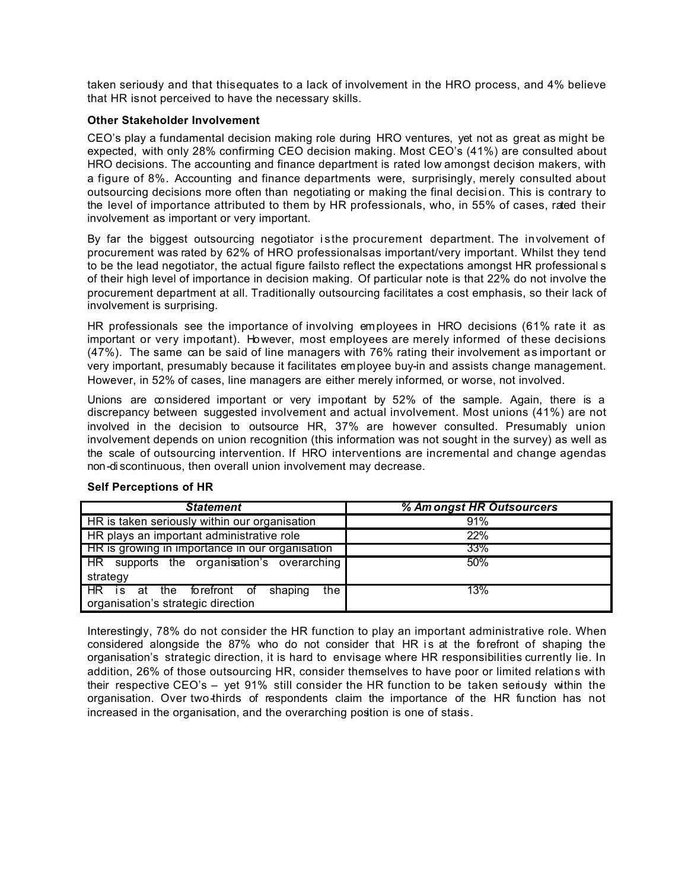taken seriously and that this equates to a lack of involvement in the HRO process, and 4% believe that HR is not perceived to have the necessary skills.

**Other Stakeholder Involvement**

CEO's play a fundamental decision making role during HRO ventures, yet not as great as might be expected, with only 28% confirming CEO decision making. Most CEO's (41%) are consulted about HRO decisions. The accounting and finance department is rated low amongst decision makers, with a figure of 8%. Accounting and finance departments were, surprisingly, merely consulted about outsourcing decisions more often than negotiating or making the final decision. This is contrary to the level of importance attributed to them by HR professionals, who, in 55% of cases, rated their involvement as important or very important.

By far the biggest outsourcing negotiator is the procurement department. The involvement of procurement was rated by 62% of HRO professionals as important/very important. Whilst they tend to be the lead negotiator, the actual figure fails to reflect the expectations amongst HR professionals of their high level of importance in decision making. Of particular note is that 22% do not involve the procurement department at all. Traditionally outsourcing facilitates a cost emphasis, so their lack of involvement is surprising.

HR professionals see the importance of involving employees in HRO decisions (61% rate it as important or very important). However, most employees are merely informed of these decisions (47%). The same can be said of line managers with 76% rating their involvement as important or very important, presumably because it facilitates employee buy-in and assists change management. However, in 52% of cases, line managers are either merely informed, or worse, not involved.

Unions are considered important or very important by 52% of the sample. Again, there is a discrepancy between suggested involvement and actual involvement. Most unions (41%) are not involved in the decision to outsource HR, 37% are however consulted. Presumably union involvement depends on union recognition (this information was not sought in the survey) as well as the scale of outsourcing intervention. If HRO interventions are incremental and change agendas non-discontinuous, then overall union involvement may decrease.

**Self Perceptions of HR**

| *Statement* | *% Amongst HR Outsourcers* |
|---|---|
| HR is taken seriously within our organisation | 91% |
| HR plays an important administrative role | 22% |
| HR is growing in importance in our organisation | 33% |
| HR supports the organisation's overarching strategy | 50% |
| HR is at the forefront of shaping the organisation's strategic direction | 13% |

Interestingly, 78% do not consider the HR function to play an important administrative role. When considered alongside the 87% who do not consider that HR is at the forefront of shaping the organisation's strategic direction, it is hard to envisage where HR responsibilities currently lie. In addition, 26% of those outsourcing HR, consider themselves to have poor or limited relations with their respective CEO's – yet 91% still consider the HR function to be taken seriously within the organisation. Over two-thirds of respondents claim the importance of the HR function has not increased in the organisation, and the overarching position is one of stasis.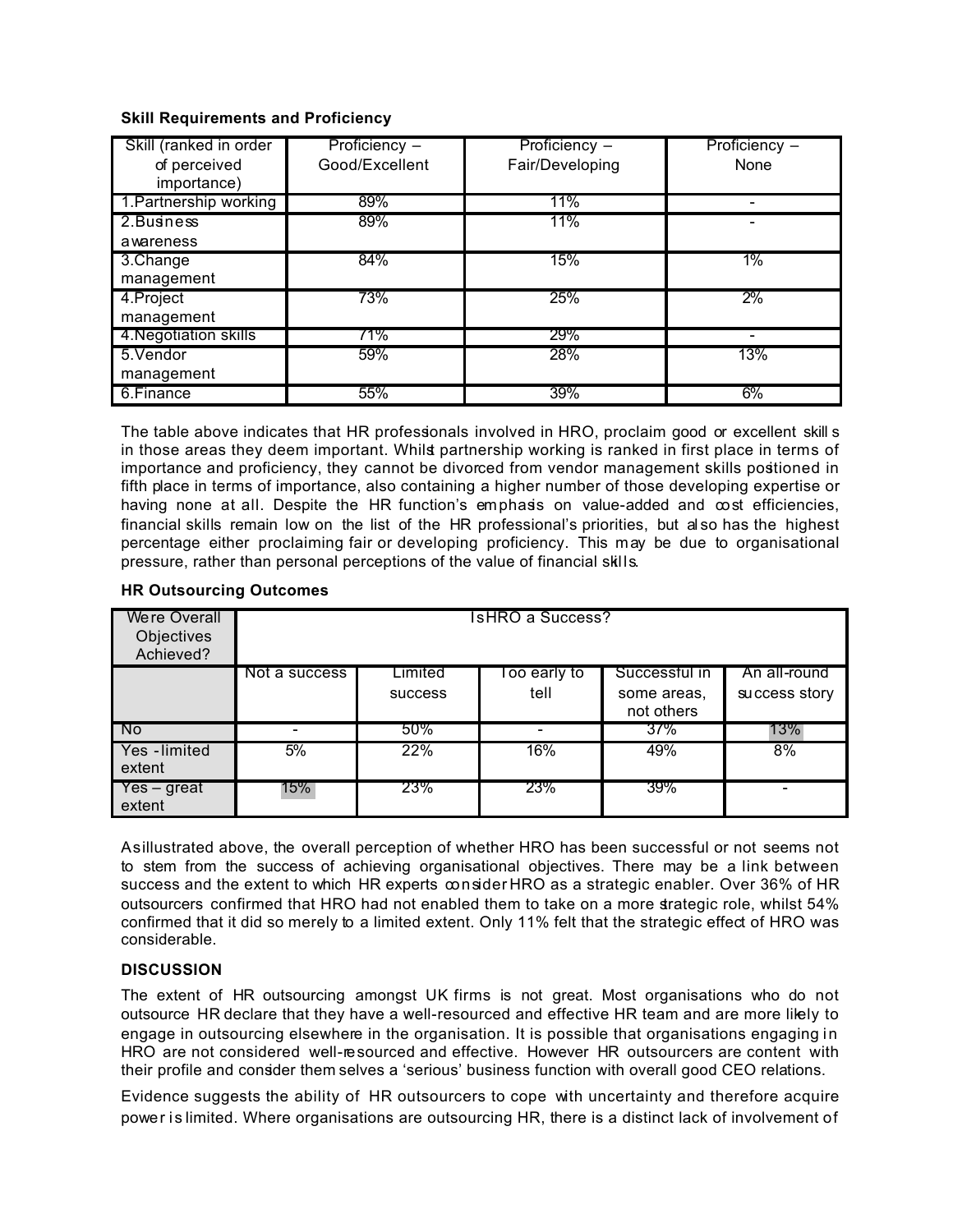**Skill Requirements and Proficiency**

| Skill (ranked in order of perceived importance) | Proficiency – Good/Excellent | Proficiency – Fair/Developing | Proficiency – None |
|---|---|---|---|
| 1.Partnership working | 89% | 11% | - |
| 2.Business awareness | 89% | 11% | - |
| 3.Change management | 84% | 15% | 1% |
| 4.Project management | 73% | 25% | 2% |
| 4.Negotiation skills | 71% | 29% | - |
| 5.Vendor management | 59% | 28% | 13% |
| 6.Finance | 55% | 39% | 6% |

The table above indicates that HR professionals involved in HRO, proclaim good or excellent skills in those areas they deem important. Whilst partnership working is ranked in first place in terms of importance and proficiency, they cannot be divorced from vendor management skills positioned in fifth place in terms of importance, also containing a higher number of those developing expertise or having none at all. Despite the HR function's emphasis on value-added and cost efficiencies, financial skills remain low on the list of the HR professional's priorities, but also has the highest percentage either proclaiming fair or developing proficiency. This may be due to organisational pressure, rather than personal perceptions of the value of financial skills.

**HR Outsourcing Outcomes**

| Were Overall Objectives Achieved? | Is HRO a Success? | | | | |
|---|---|---|---|---|---|
| | Not a success | Limited success | Too early to tell | Successful in some areas, not others | An all-round success story |
| No | - | 50% | - | 37% | 13% |
| Yes - limited extent | 5% | 22% | 16% | 49% | 8% |
| Yes – great extent | 15% | 23% | 23% | 39% | - |

As illustrated above, the overall perception of whether HRO has been successful or not seems not to stem from the success of achieving organisational objectives. There may be a link between success and the extent to which HR experts consider HRO as a strategic enabler. Over 36% of HR outsourcers confirmed that HRO had not enabled them to take on a more strategic role, whilst 54% confirmed that it did so merely to a limited extent. Only 11% felt that the strategic effect of HRO was considerable.

**DISCUSSION**

The extent of HR outsourcing amongst UK firms is not great. Most organisations who do not outsource HR declare that they have a well-resourced and effective HR team and are more likely to engage in outsourcing elsewhere in the organisation. It is possible that organisations engaging in HRO are not considered well-resourced and effective. However HR outsourcers are content with their profile and consider themselves a 'serious' business function with overall good CEO relations.

Evidence suggests the ability of HR outsourcers to cope with uncertainty and therefore acquire power is limited. Where organisations are outsourcing HR, there is a distinct lack of involvement of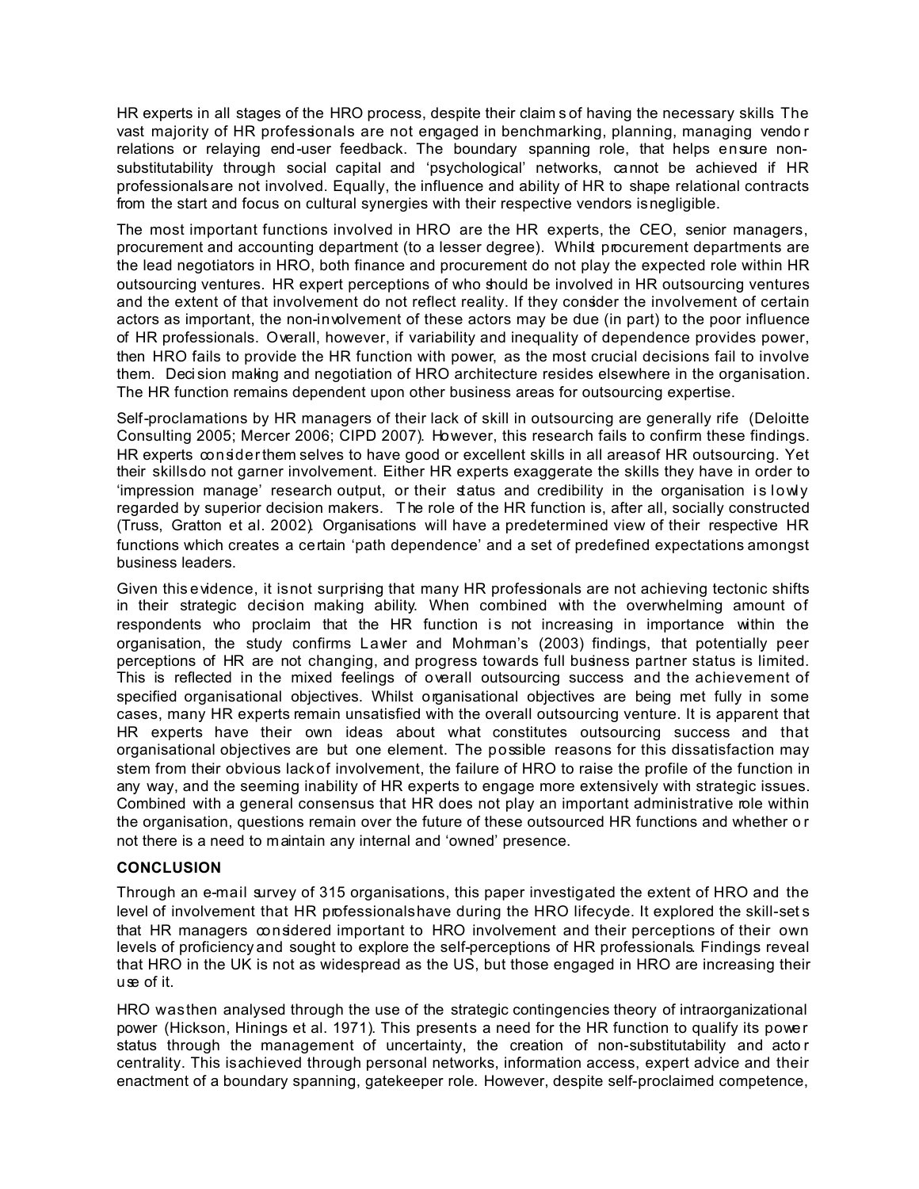HR experts in all stages of the HRO process, despite their claims of having the necessary skills. The vast majority of HR professionals are not engaged in benchmarking, planning, managing vendor relations or relaying end-user feedback. The boundary spanning role, that helps ensure non-substitutability through social capital and 'psychological' networks, cannot be achieved if HR professionals are not involved. Equally, the influence and ability of HR to shape relational contracts from the start and focus on cultural synergies with their respective vendors is negligible.

The most important functions involved in HRO are the HR experts, the CEO, senior managers, procurement and accounting department (to a lesser degree). Whilst procurement departments are the lead negotiators in HRO, both finance and procurement do not play the expected role within HR outsourcing ventures. HR expert perceptions of who should be involved in HR outsourcing ventures and the extent of that involvement do not reflect reality. If they consider the involvement of certain actors as important, the non-involvement of these actors may be due (in part) to the poor influence of HR professionals. Overall, however, if variability and inequality of dependence provides power, then HRO fails to provide the HR function with power, as the most crucial decisions fail to involve them. Decision making and negotiation of HRO architecture resides elsewhere in the organisation. The HR function remains dependent upon other business areas for outsourcing expertise.

Self-proclamations by HR managers of their lack of skill in outsourcing are generally rife (Deloitte Consulting 2005; Mercer 2006; CIPD 2007). However, this research fails to confirm these findings. HR experts consider themselves to have good or excellent skills in all areas of HR outsourcing. Yet their skills do not garner involvement. Either HR experts exaggerate the skills they have in order to 'impression manage' research output, or their status and credibility in the organisation is lowly regarded by superior decision makers. The role of the HR function is, after all, socially constructed (Truss, Gratton et al. 2002). Organisations will have a predetermined view of their respective HR functions which creates a certain 'path dependence' and a set of predefined expectations amongst business leaders.

Given this evidence, it is not surprising that many HR professionals are not achieving tectonic shifts in their strategic decision making ability. When combined with the overwhelming amount of respondents who proclaim that the HR function is not increasing in importance within the organisation, the study confirms Lawler and Mohrman's (2003) findings, that potentially peer perceptions of HR are not changing, and progress towards full business partner status is limited. This is reflected in the mixed feelings of overall outsourcing success and the achievement of specified organisational objectives. Whilst organisational objectives are being met fully in some cases, many HR experts remain unsatisfied with the overall outsourcing venture. It is apparent that HR experts have their own ideas about what constitutes outsourcing success and that organisational objectives are but one element. The possible reasons for this dissatisfaction may stem from their obvious lack of involvement, the failure of HRO to raise the profile of the function in any way, and the seeming inability of HR experts to engage more extensively with strategic issues. Combined with a general consensus that HR does not play an important administrative role within the organisation, questions remain over the future of these outsourced HR functions and whether or not there is a need to maintain any internal and 'owned' presence.

## CONCLUSION

Through an e-mail survey of 315 organisations, this paper investigated the extent of HRO and the level of involvement that HR professionals have during the HRO lifecycle. It explored the skill-sets that HR managers considered important to HRO involvement and their perceptions of their own levels of proficiency and sought to explore the self-perceptions of HR professionals. Findings reveal that HRO in the UK is not as widespread as the US, but those engaged in HRO are increasing their use of it.

HRO was then analysed through the use of the strategic contingencies theory of intraorganizational power (Hickson, Hinings et al. 1971). This presents a need for the HR function to qualify its power status through the management of uncertainty, the creation of non-substitutability and actor centrality. This is achieved through personal networks, information access, expert advice and their enactment of a boundary spanning, gatekeeper role. However, despite self-proclaimed competence,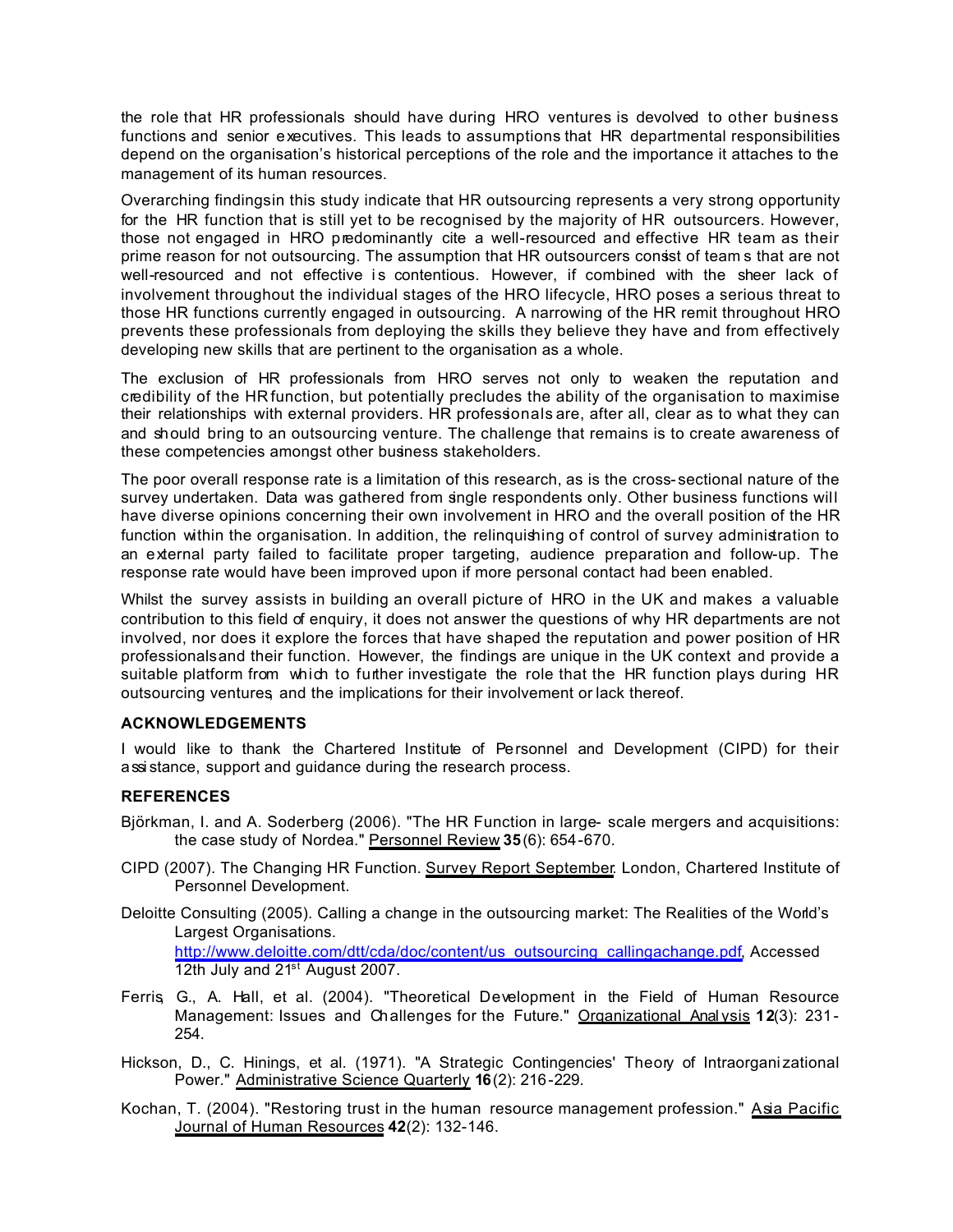the role that HR professionals should have during HRO ventures is devolved to other business functions and senior executives. This leads to assumptions that HR departmental responsibilities depend on the organisation's historical perceptions of the role and the importance it attaches to the management of its human resources.

Overarching findingsin this study indicate that HR outsourcing represents a very strong opportunity for the HR function that is still yet to be recognised by the majority of HR outsourcers. However, those not engaged in HRO predominantly cite a well-resourced and effective HR team as their prime reason for not outsourcing. The assumption that HR outsourcers consist of team s that are not well-resourced and not effective is contentious. However, if combined with the sheer lack of involvement throughout the individual stages of the HRO lifecycle, HRO poses a serious threat to those HR functions currently engaged in outsourcing. A narrowing of the HR remit throughout HRO prevents these professionals from deploying the skills they believe they have and from effectively developing new skills that are pertinent to the organisation as a whole.

The exclusion of HR professionals from HRO serves not only to weaken the reputation and credibility of the HR function, but potentially precludes the ability of the organisation to maximise their relationships with external providers. HR professionals are, after all, clear as to what they can and should bring to an outsourcing venture. The challenge that remains is to create awareness of these competencies amongst other business stakeholders.

The poor overall response rate is a limitation of this research, as is the cross-sectional nature of the survey undertaken. Data was gathered from single respondents only. Other business functions will have diverse opinions concerning their own involvement in HRO and the overall position of the HR function within the organisation. In addition, the relinquishing of control of survey administration to an external party failed to facilitate proper targeting, audience preparation and follow-up. The response rate would have been improved upon if more personal contact had been enabled.

Whilst the survey assists in building an overall picture of HRO in the UK and makes a valuable contribution to this field of enquiry, it does not answer the questions of why HR departments are not involved, nor does it explore the forces that have shaped the reputation and power position of HR professionalsand their function. However, the findings are unique in the UK context and provide a suitable platform from which to further investigate the role that the HR function plays during HR outsourcing ventures, and the implications for their involvement or lack thereof.

**ACKNOWLEDGEMENTS**

I would like to thank the Chartered Institute of Personnel and Development (CIPD) for their assistance, support and guidance during the research process.

**REFERENCES**

Björkman, I. and A. Soderberg (2006). "The HR Function in large- scale mergers and acquisitions: the case study of Nordea." Personnel Review **35**(6): 654-670.

CIPD (2007). The Changing HR Function. Survey Report September. London, Chartered Institute of Personnel Development.

Deloitte Consulting (2005). Calling a change in the outsourcing market: The Realities of the World's Largest Organisations. http://www.deloitte.com/dtt/cda/doc/content/us_outsourcing_callingachange.pdf, Accessed 12th July and 21st August 2007.

Ferris, G., A. Hall, et al. (2004). "Theoretical Development in the Field of Human Resource Management: Issues and Challenges for the Future." Organizational Analysis **12**(3): 231-254.

Hickson, D., C. Hinings, et al. (1971). "A Strategic Contingencies' Theory of Intraorganizational Power." Administrative Science Quarterly **16**(2): 216-229.

Kochan, T. (2004). "Restoring trust in the human resource management profession." Asia Pacific Journal of Human Resources **42**(2): 132-146.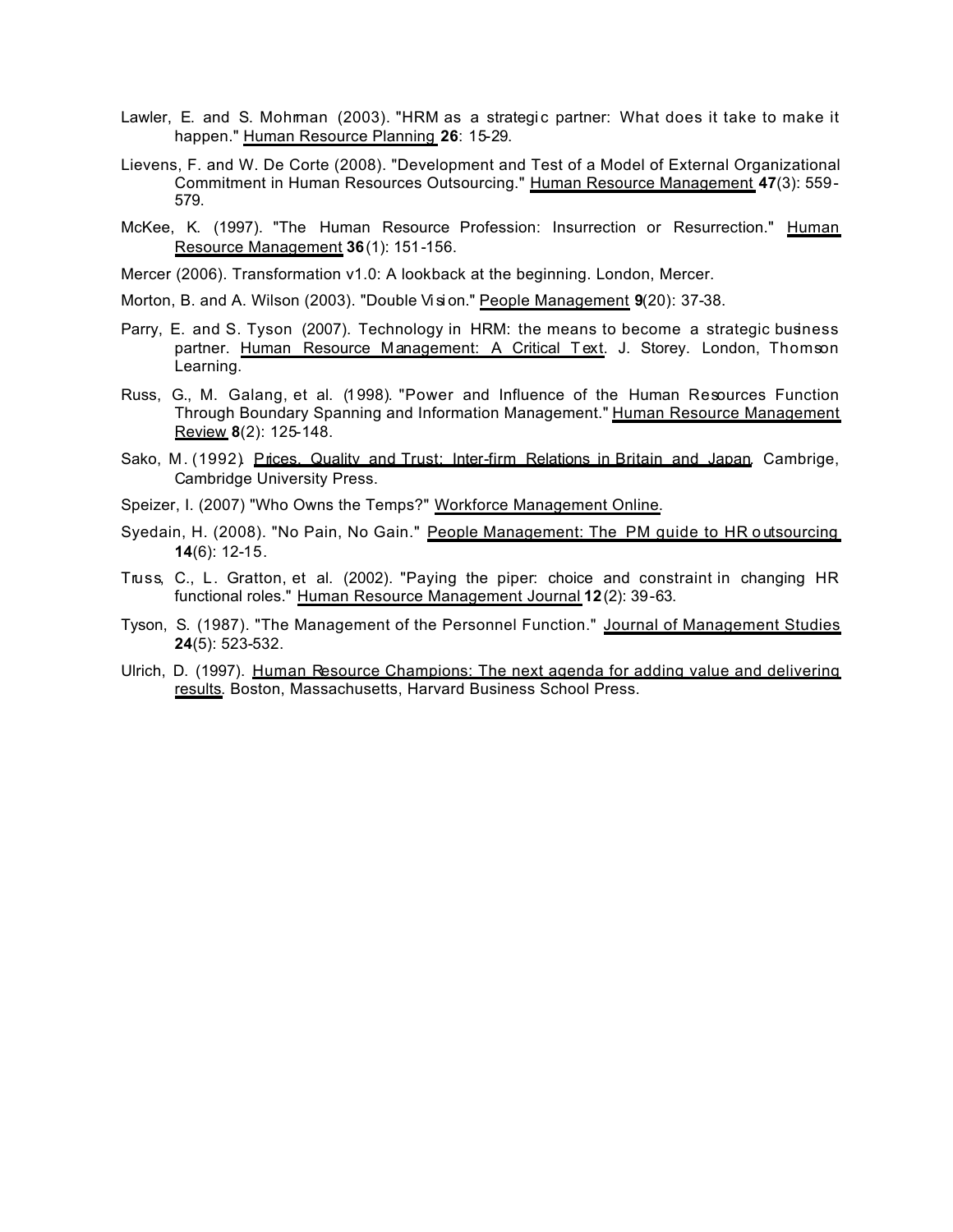Lawler, E. and S. Mohrman (2003). "HRM as a strategic partner: What does it take to make it happen." Human Resource Planning **26**: 15-29.

Lievens, F. and W. De Corte (2008). "Development and Test of a Model of External Organizational Commitment in Human Resources Outsourcing." Human Resource Management **47**(3): 559-579.

McKee, K. (1997). "The Human Resource Profession: Insurrection or Resurrection." Human Resource Management **36**(1): 151-156.

Mercer (2006). Transformation v1.0: A lookback at the beginning. London, Mercer.

Morton, B. and A. Wilson (2003). "Double Vision." People Management **9**(20): 37-38.

Parry, E. and S. Tyson (2007). Technology in HRM: the means to become a strategic business partner. Human Resource Management: A Critical Text. J. Storey. London, Thomson Learning.

Russ, G., M. Galang, et al. (1998). "Power and Influence of the Human Resources Function Through Boundary Spanning and Information Management." Human Resource Management Review **8**(2): 125-148.

Sako, M. (1992). Prices, Quality and Trust: Inter-firm Relations in Britain and Japan. Cambrige, Cambridge University Press.

Speizer, I. (2007) "Who Owns the Temps?" Workforce Management Online.

Syedain, H. (2008). "No Pain, No Gain." People Management: The PM guide to HR outsourcing **14**(6): 12-15.

Truss, C., L. Gratton, et al. (2002). "Paying the piper: choice and constraint in changing HR functional roles." Human Resource Management Journal **12**(2): 39-63.

Tyson, S. (1987). "The Management of the Personnel Function." Journal of Management Studies **24**(5): 523-532.

Ulrich, D. (1997). Human Resource Champions: The next agenda for adding value and delivering results. Boston, Massachusetts, Harvard Business School Press.